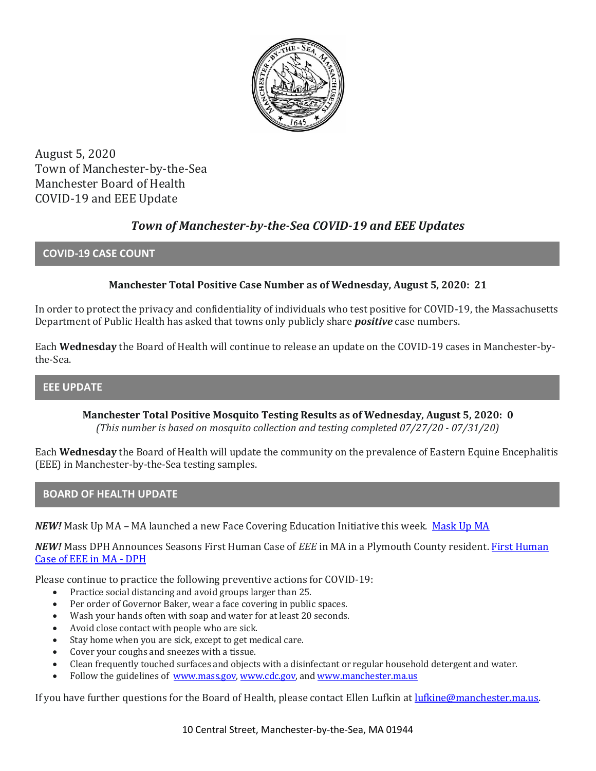August 5, 2020
Town of Manchester-by-the-Sea
Manchester Board of Health
COVID-19 and EEE Update

# *Town of Manchester-by-the-Sea COVID-19 and EEE Updates*

## COVID-19 CASE COUNT

**Manchester Total Positive Case Number as of Wednesday, August 5, 2020: 21**

In order to protect the privacy and confidentiality of individuals who test positive for COVID-19, the Massachusetts Department of Public Health has asked that towns only publicly share ***positive*** case numbers.

Each **Wednesday** the Board of Health will continue to release an update on the COVID-19 cases in Manchester-by-the-Sea.

## EEE UPDATE

**Manchester Total Positive Mosquito Testing Results as of Wednesday, August 5, 2020: 0**
*(This number is based on mosquito collection and testing completed 07/27/20 - 07/31/20)*

Each **Wednesday** the Board of Health will update the community on the prevalence of Eastern Equine Encephalitis (EEE) in Manchester-by-the-Sea testing samples.

## BOARD OF HEALTH UPDATE

***NEW!*** Mask Up MA – MA launched a new Face Covering Education Initiative this week. Mask Up MA

***NEW!*** Mass DPH Announces Seasons First Human Case of *EEE* in MA in a Plymouth County resident. First Human Case of EEE in MA - DPH

Please continue to practice the following preventive actions for COVID-19:

- Practice social distancing and avoid groups larger than 25.
- Per order of Governor Baker, wear a face covering in public spaces.
- Wash your hands often with soap and water for at least 20 seconds.
- Avoid close contact with people who are sick.
- Stay home when you are sick, except to get medical care.
- Cover your coughs and sneezes with a tissue.
- Clean frequently touched surfaces and objects with a disinfectant or regular household detergent and water.
- Follow the guidelines of www.mass.gov, www.cdc.gov, and www.manchester.ma.us

If you have further questions for the Board of Health, please contact Ellen Lufkin at lufkine@manchester.ma.us.

10 Central Street, Manchester-by-the-Sea, MA 01944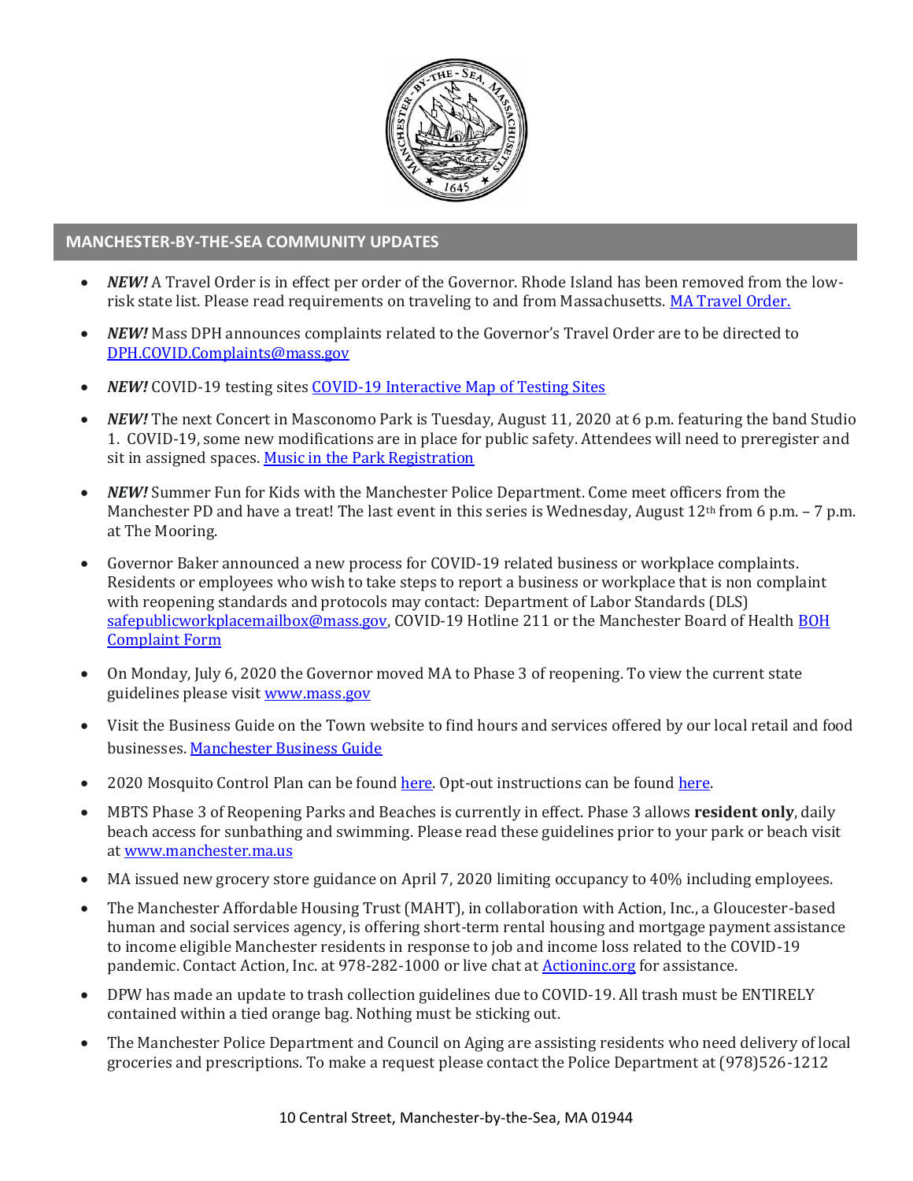## MANCHESTER-BY-THE-SEA COMMUNITY UPDATES

- ***NEW!*** A Travel Order is in effect per order of the Governor. Rhode Island has been removed from the low-risk state list. Please read requirements on traveling to and from Massachusetts. [MA Travel Order.]()
- ***NEW!*** Mass DPH announces complaints related to the Governor's Travel Order are to be directed to [DPH.COVID.Complaints@mass.gov](mailto:DPH.COVID.Complaints@mass.gov)
- ***NEW!*** COVID-19 testing sites [COVID-19 Interactive Map of Testing Sites]()
- ***NEW!*** The next Concert in Masconomo Park is Tuesday, August 11, 2020 at 6 p.m. featuring the band Studio 1. COVID-19, some new modifications are in place for public safety. Attendees will need to preregister and sit in assigned spaces. [Music in the Park Registration]()
- ***NEW!*** Summer Fun for Kids with the Manchester Police Department. Come meet officers from the Manchester PD and have a treat! The last event in this series is Wednesday, August 12th from 6 p.m. – 7 p.m. at The Mooring.
- Governor Baker announced a new process for COVID-19 related business or workplace complaints. Residents or employees who wish to take steps to report a business or workplace that is non complaint with reopening standards and protocols may contact: Department of Labor Standards (DLS) [safepublicworkplacemailbox@mass.gov](mailto:safepublicworkplacemailbox@mass.gov), COVID-19 Hotline 211 or the Manchester Board of Health [BOH Complaint Form]()
- On Monday, July 6, 2020 the Governor moved MA to Phase 3 of reopening. To view the current state guidelines please visit [www.mass.gov](http://www.mass.gov)
- Visit the Business Guide on the Town website to find hours and services offered by our local retail and food businesses. [Manchester Business Guide]()
- 2020 Mosquito Control Plan can be found [here](). Opt-out instructions can be found [here]().
- MBTS Phase 3 of Reopening Parks and Beaches is currently in effect. Phase 3 allows **resident only**, daily beach access for sunbathing and swimming. Please read these guidelines prior to your park or beach visit at [www.manchester.ma.us](http://www.manchester.ma.us)
- MA issued new grocery store guidance on April 7, 2020 limiting occupancy to 40% including employees.
- The Manchester Affordable Housing Trust (MAHT), in collaboration with Action, Inc., a Gloucester-based human and social services agency, is offering short-term rental housing and mortgage payment assistance to income eligible Manchester residents in response to job and income loss related to the COVID-19 pandemic. Contact Action, Inc. at 978-282-1000 or live chat at [Actioninc.org]() for assistance.
- DPW has made an update to trash collection guidelines due to COVID-19. All trash must be ENTIRELY contained within a tied orange bag. Nothing must be sticking out.
- The Manchester Police Department and Council on Aging are assisting residents who need delivery of local groceries and prescriptions. To make a request please contact the Police Department at (978)526-1212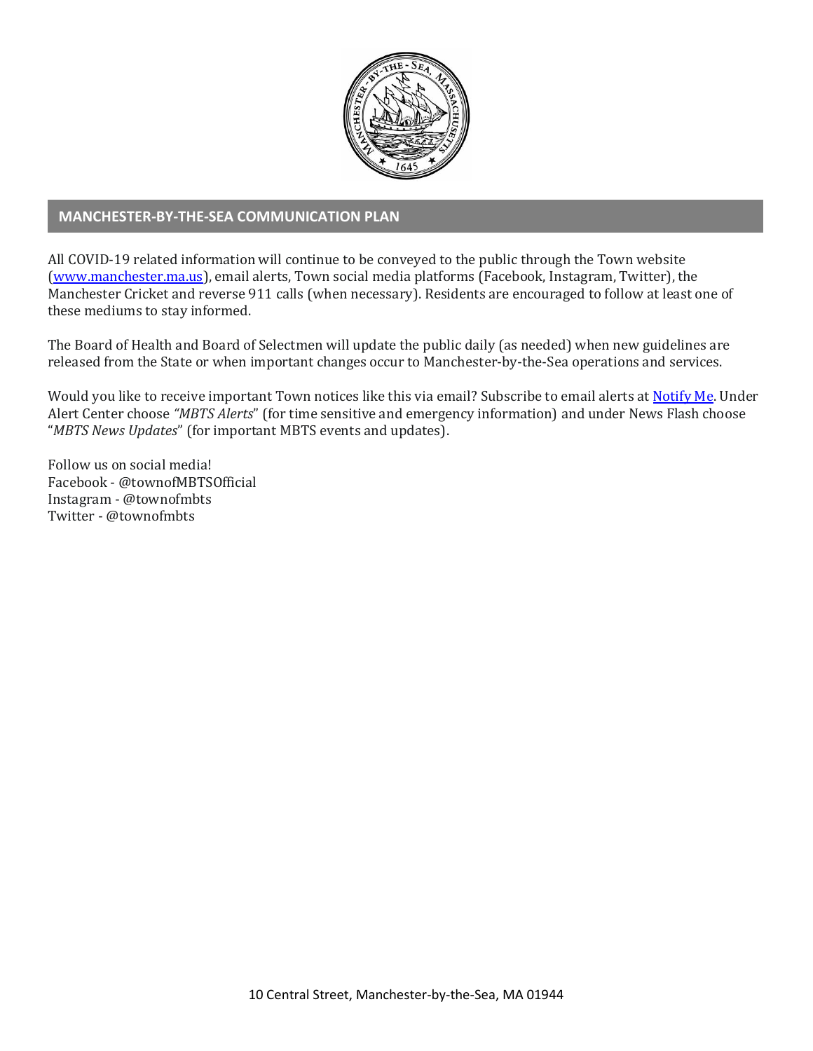## MANCHESTER-BY-THE-SEA COMMUNICATION PLAN

All COVID-19 related information will continue to be conveyed to the public through the Town website (www.manchester.ma.us), email alerts, Town social media platforms (Facebook, Instagram, Twitter), the Manchester Cricket and reverse 911 calls (when necessary). Residents are encouraged to follow at least one of these mediums to stay informed.

The Board of Health and Board of Selectmen will update the public daily (as needed) when new guidelines are released from the State or when important changes occur to Manchester-by-the-Sea operations and services.

Would you like to receive important Town notices like this via email? Subscribe to email alerts at Notify Me. Under Alert Center choose *"MBTS Alerts"* (for time sensitive and emergency information) and under News Flash choose "*MBTS News Updates*" (for important MBTS events and updates).

Follow us on social media!
Facebook - @townofMBTSOfficial
Instagram - @townofmbts
Twitter - @townofmbts

10 Central Street, Manchester-by-the-Sea, MA 01944